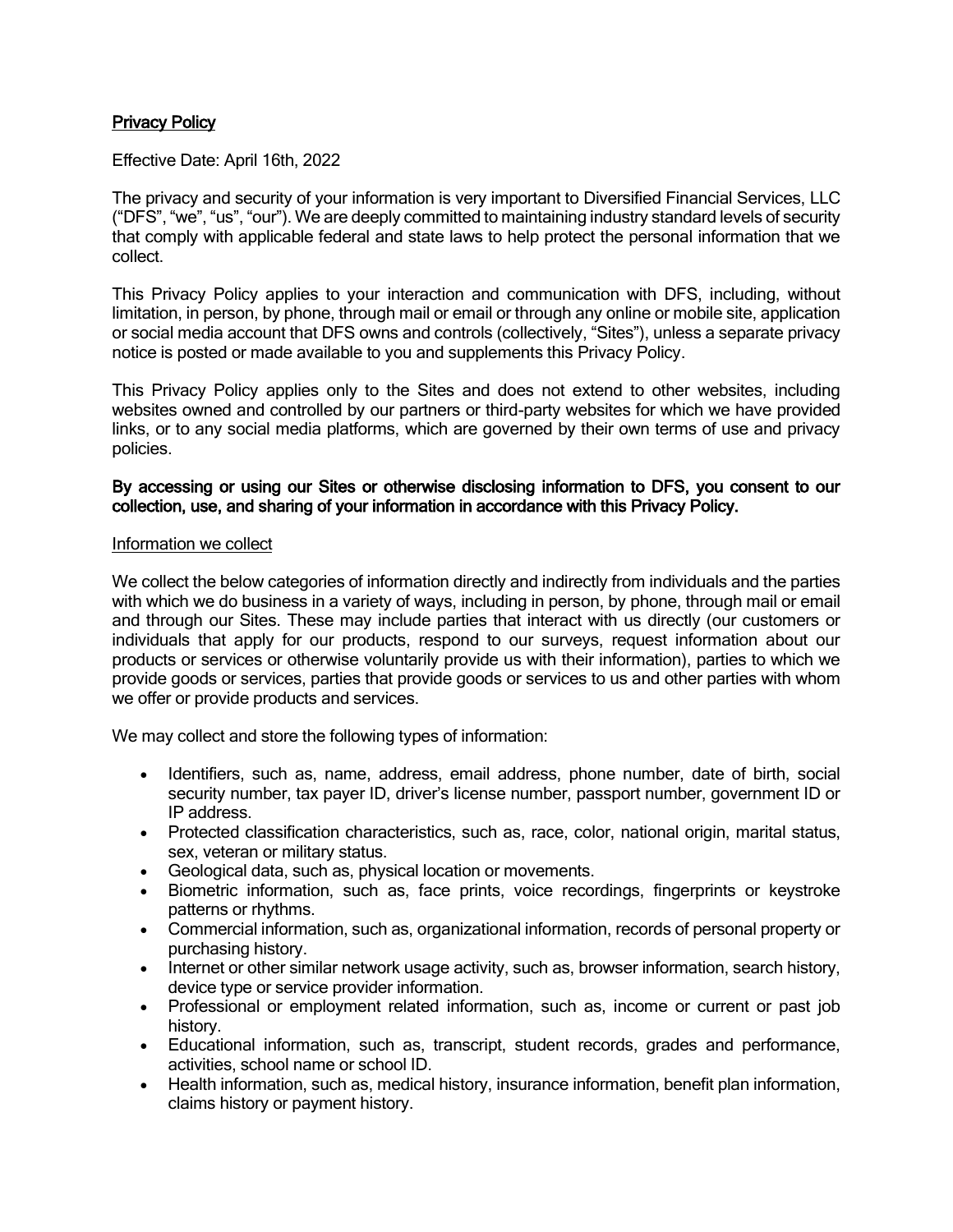# Privacy Policy

Effective Date: April 16th, 2022

The privacy and security of your information is very important to Diversified Financial Services, LLC ("DFS", "we", "us", "our"). We are deeply committed to maintaining industry standard levels of security that comply with applicable federal and state laws to help protect the personal information that we collect.

This Privacy Policy applies to your interaction and communication with DFS, including, without limitation, in person, by phone, through mail or email or through any online or mobile site, application or social media account that DFS owns and controls (collectively, "Sites"), unless a separate privacy notice is posted or made available to you and supplements this Privacy Policy.

This Privacy Policy applies only to the Sites and does not extend to other websites, including websites owned and controlled by our partners or third-party websites for which we have provided links, or to any social media platforms, which are governed by their own terms of use and privacy policies.

**By accessing or using our Sites or otherwise disclosing information to DFS, you consent to our collection, use, and sharing of your information in accordance with this Privacy Policy.**

## Information we collect

We collect the below categories of information directly and indirectly from individuals and the parties with which we do business in a variety of ways, including in person, by phone, through mail or email and through our Sites. These may include parties that interact with us directly (our customers or individuals that apply for our products, respond to our surveys, request information about our products or services or otherwise voluntarily provide us with their information), parties to which we provide goods or services, parties that provide goods or services to us and other parties with whom we offer or provide products and services.

We may collect and store the following types of information:

- Identifiers, such as, name, address, email address, phone number, date of birth, social security number, tax payer ID, driver's license number, passport number, government ID or IP address.
- Protected classification characteristics, such as, race, color, national origin, marital status, sex, veteran or military status.
- Geological data, such as, physical location or movements.
- Biometric information, such as, face prints, voice recordings, fingerprints or keystroke patterns or rhythms.
- Commercial information, such as, organizational information, records of personal property or purchasing history.
- Internet or other similar network usage activity, such as, browser information, search history, device type or service provider information.
- Professional or employment related information, such as, income or current or past job history.
- Educational information, such as, transcript, student records, grades and performance, activities, school name or school ID.
- Health information, such as, medical history, insurance information, benefit plan information, claims history or payment history.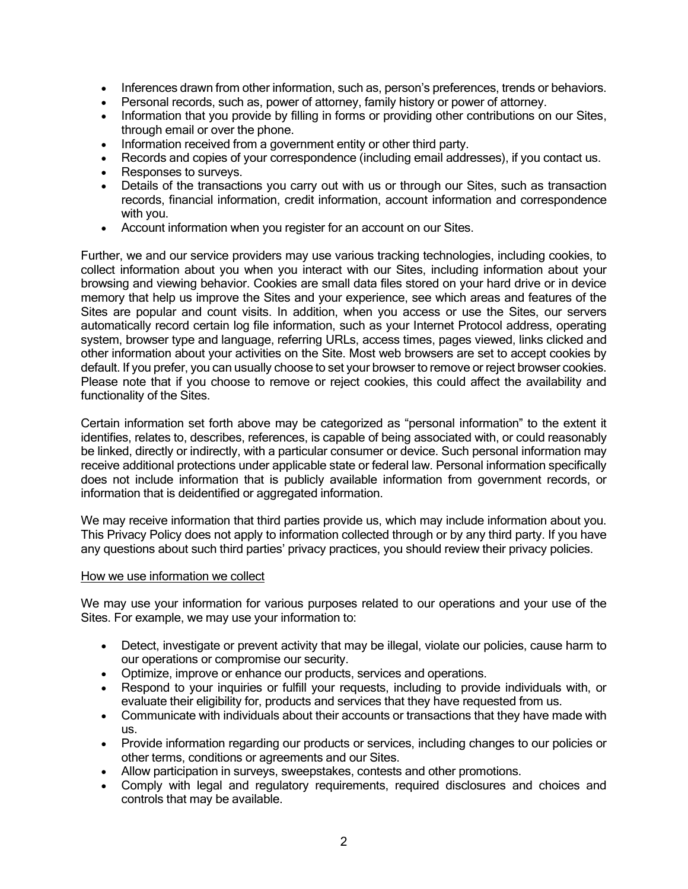- Inferences drawn from other information, such as, person's preferences, trends or behaviors.
- Personal records, such as, power of attorney, family history or power of attorney.
- Information that you provide by filling in forms or providing other contributions on our Sites, through email or over the phone.
- Information received from a government entity or other third party.
- Records and copies of your correspondence (including email addresses), if you contact us.
- Responses to surveys.
- Details of the transactions you carry out with us or through our Sites, such as transaction records, financial information, credit information, account information and correspondence with you.
- Account information when you register for an account on our Sites.

Further, we and our service providers may use various tracking technologies, including cookies, to collect information about you when you interact with our Sites, including information about your browsing and viewing behavior. Cookies are small data files stored on your hard drive or in device memory that help us improve the Sites and your experience, see which areas and features of the Sites are popular and count visits. In addition, when you access or use the Sites, our servers automatically record certain log file information, such as your Internet Protocol address, operating system, browser type and language, referring URLs, access times, pages viewed, links clicked and other information about your activities on the Site. Most web browsers are set to accept cookies by default. If you prefer, you can usually choose to set your browser to remove or reject browser cookies. Please note that if you choose to remove or reject cookies, this could affect the availability and functionality of the Sites.

Certain information set forth above may be categorized as "personal information" to the extent it identifies, relates to, describes, references, is capable of being associated with, or could reasonably be linked, directly or indirectly, with a particular consumer or device. Such personal information may receive additional protections under applicable state or federal law. Personal information specifically does not include information that is publicly available information from government records, or information that is deidentified or aggregated information.

We may receive information that third parties provide us, which may include information about you. This Privacy Policy does not apply to information collected through or by any third party. If you have any questions about such third parties' privacy practices, you should review their privacy policies.

How we use information we collect

We may use your information for various purposes related to our operations and your use of the Sites. For example, we may use your information to:

- Detect, investigate or prevent activity that may be illegal, violate our policies, cause harm to our operations or compromise our security.
- Optimize, improve or enhance our products, services and operations.
- Respond to your inquiries or fulfill your requests, including to provide individuals with, or evaluate their eligibility for, products and services that they have requested from us.
- Communicate with individuals about their accounts or transactions that they have made with us.
- Provide information regarding our products or services, including changes to our policies or other terms, conditions or agreements and our Sites.
- Allow participation in surveys, sweepstakes, contests and other promotions.
- Comply with legal and regulatory requirements, required disclosures and choices and controls that may be available.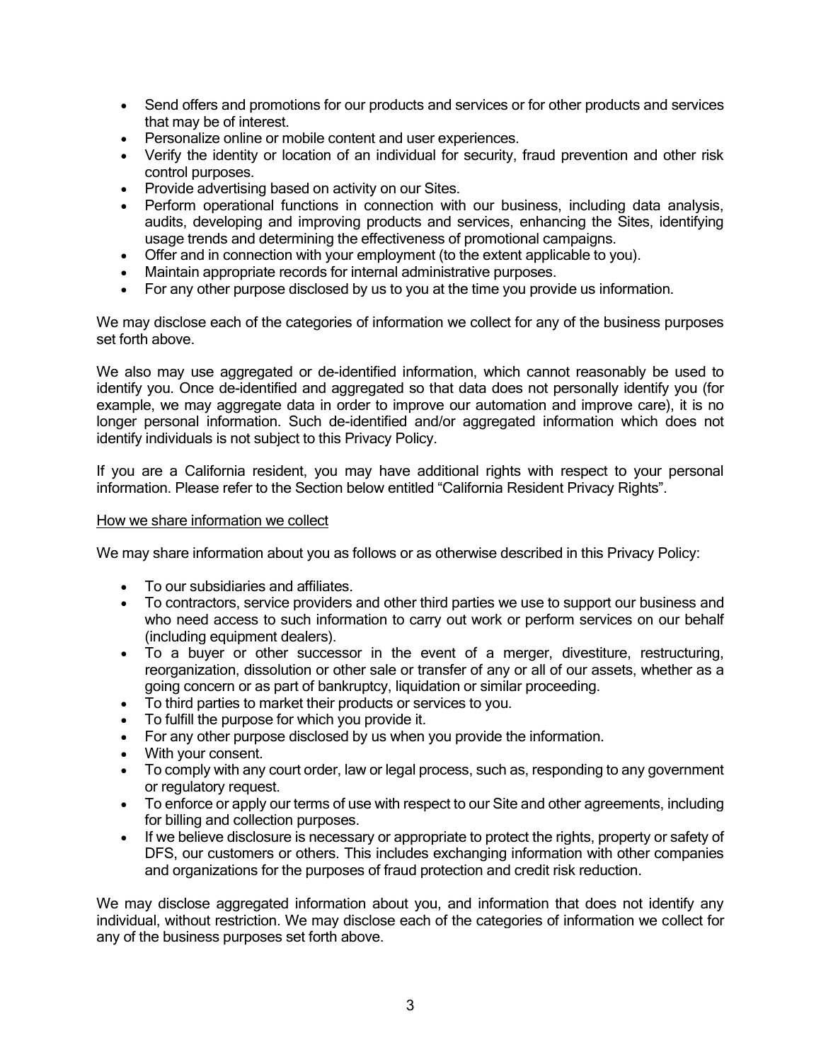- Send offers and promotions for our products and services or for other products and services that may be of interest.
- Personalize online or mobile content and user experiences.
- Verify the identity or location of an individual for security, fraud prevention and other risk control purposes.
- Provide advertising based on activity on our Sites.
- Perform operational functions in connection with our business, including data analysis, audits, developing and improving products and services, enhancing the Sites, identifying usage trends and determining the effectiveness of promotional campaigns.
- Offer and in connection with your employment (to the extent applicable to you).
- Maintain appropriate records for internal administrative purposes.
- For any other purpose disclosed by us to you at the time you provide us information.

We may disclose each of the categories of information we collect for any of the business purposes set forth above.

We also may use aggregated or de-identified information, which cannot reasonably be used to identify you. Once de-identified and aggregated so that data does not personally identify you (for example, we may aggregate data in order to improve our automation and improve care), it is no longer personal information. Such de-identified and/or aggregated information which does not identify individuals is not subject to this Privacy Policy.

If you are a California resident, you may have additional rights with respect to your personal information. Please refer to the Section below entitled "California Resident Privacy Rights".

<u>How we share information we collect</u>

We may share information about you as follows or as otherwise described in this Privacy Policy:

- To our subsidiaries and affiliates.
- To contractors, service providers and other third parties we use to support our business and who need access to such information to carry out work or perform services on our behalf (including equipment dealers).
- To a buyer or other successor in the event of a merger, divestiture, restructuring, reorganization, dissolution or other sale or transfer of any or all of our assets, whether as a going concern or as part of bankruptcy, liquidation or similar proceeding.
- To third parties to market their products or services to you.
- To fulfill the purpose for which you provide it.
- For any other purpose disclosed by us when you provide the information.
- With your consent.
- To comply with any court order, law or legal process, such as, responding to any government or regulatory request.
- To enforce or apply our terms of use with respect to our Site and other agreements, including for billing and collection purposes.
- If we believe disclosure is necessary or appropriate to protect the rights, property or safety of DFS, our customers or others. This includes exchanging information with other companies and organizations for the purposes of fraud protection and credit risk reduction.

We may disclose aggregated information about you, and information that does not identify any individual, without restriction. We may disclose each of the categories of information we collect for any of the business purposes set forth above.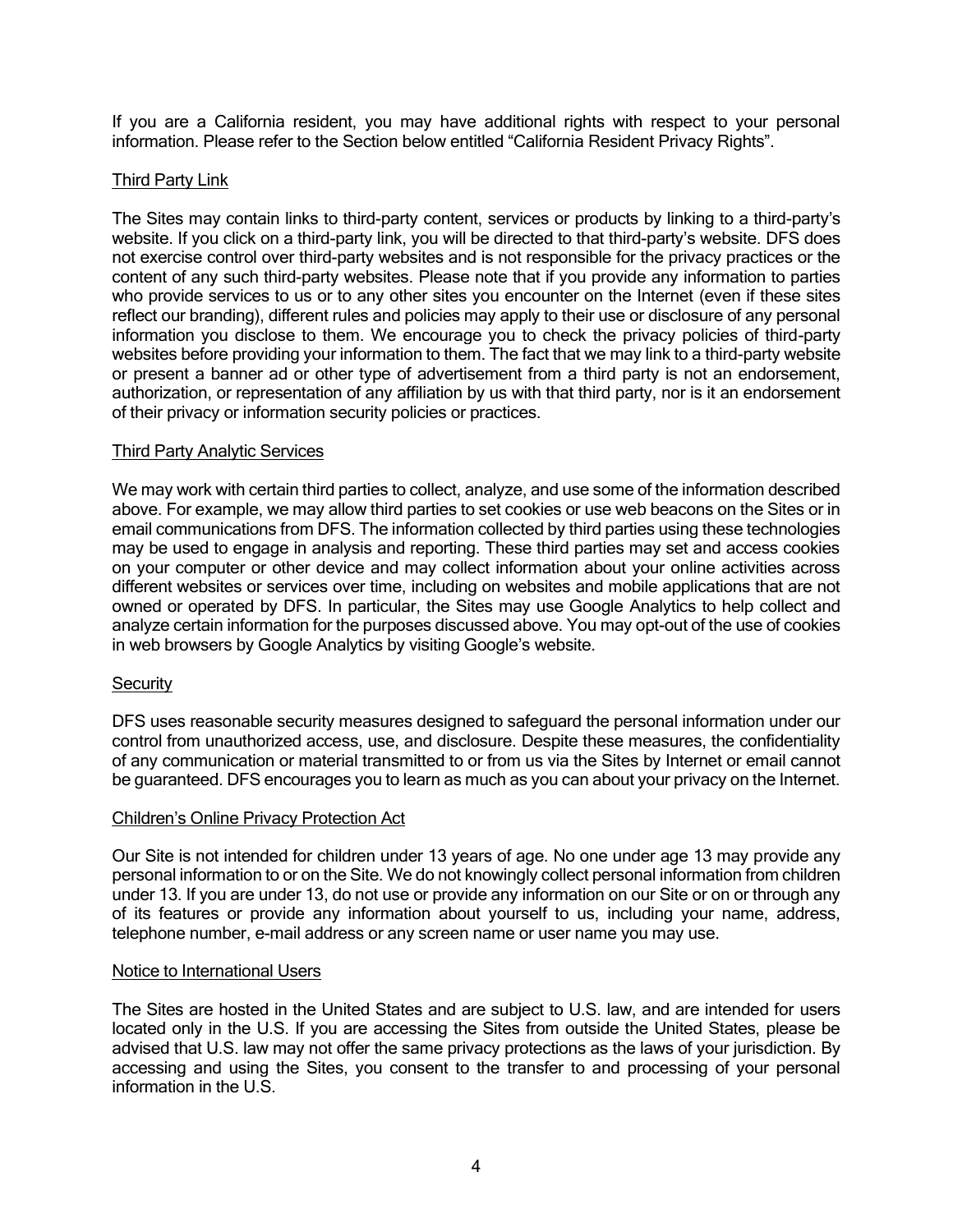If you are a California resident, you may have additional rights with respect to your personal information. Please refer to the Section below entitled "California Resident Privacy Rights".

## Third Party Link

The Sites may contain links to third-party content, services or products by linking to a third-party's website. If you click on a third-party link, you will be directed to that third-party's website. DFS does not exercise control over third-party websites and is not responsible for the privacy practices or the content of any such third-party websites. Please note that if you provide any information to parties who provide services to us or to any other sites you encounter on the Internet (even if these sites reflect our branding), different rules and policies may apply to their use or disclosure of any personal information you disclose to them. We encourage you to check the privacy policies of third-party websites before providing your information to them. The fact that we may link to a third-party website or present a banner ad or other type of advertisement from a third party is not an endorsement, authorization, or representation of any affiliation by us with that third party, nor is it an endorsement of their privacy or information security policies or practices.

## Third Party Analytic Services

We may work with certain third parties to collect, analyze, and use some of the information described above. For example, we may allow third parties to set cookies or use web beacons on the Sites or in email communications from DFS. The information collected by third parties using these technologies may be used to engage in analysis and reporting. These third parties may set and access cookies on your computer or other device and may collect information about your online activities across different websites or services over time, including on websites and mobile applications that are not owned or operated by DFS. In particular, the Sites may use Google Analytics to help collect and analyze certain information for the purposes discussed above. You may opt-out of the use of cookies in web browsers by Google Analytics by visiting Google's website.

## Security

DFS uses reasonable security measures designed to safeguard the personal information under our control from unauthorized access, use, and disclosure. Despite these measures, the confidentiality of any communication or material transmitted to or from us via the Sites by Internet or email cannot be guaranteed. DFS encourages you to learn as much as you can about your privacy on the Internet.

## Children's Online Privacy Protection Act

Our Site is not intended for children under 13 years of age. No one under age 13 may provide any personal information to or on the Site. We do not knowingly collect personal information from children under 13. If you are under 13, do not use or provide any information on our Site or on or through any of its features or provide any information about yourself to us, including your name, address, telephone number, e-mail address or any screen name or user name you may use.

## Notice to International Users

The Sites are hosted in the United States and are subject to U.S. law, and are intended for users located only in the U.S. If you are accessing the Sites from outside the United States, please be advised that U.S. law may not offer the same privacy protections as the laws of your jurisdiction. By accessing and using the Sites, you consent to the transfer to and processing of your personal information in the U.S.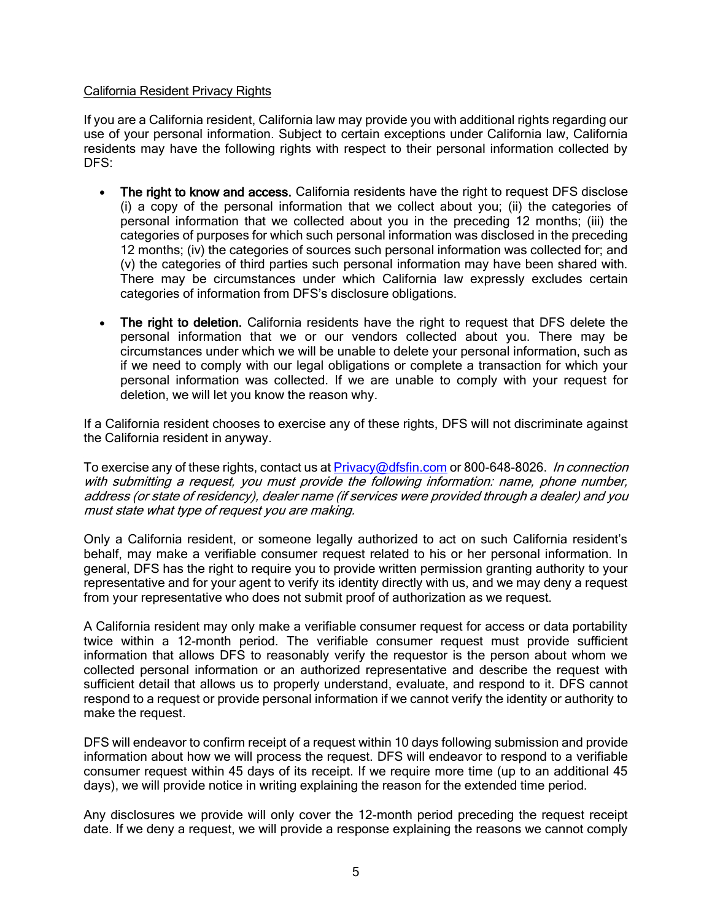California Resident Privacy Rights

If you are a California resident, California law may provide you with additional rights regarding our use of your personal information. Subject to certain exceptions under California law, California residents may have the following rights with respect to their personal information collected by DFS:

- **The right to know and access.** California residents have the right to request DFS disclose (i) a copy of the personal information that we collect about you; (ii) the categories of personal information that we collected about you in the preceding 12 months; (iii) the categories of purposes for which such personal information was disclosed in the preceding 12 months; (iv) the categories of sources such personal information was collected for; and (v) the categories of third parties such personal information may have been shared with. There may be circumstances under which California law expressly excludes certain categories of information from DFS's disclosure obligations.

- **The right to deletion.** California residents have the right to request that DFS delete the personal information that we or our vendors collected about you. There may be circumstances under which we will be unable to delete your personal information, such as if we need to comply with our legal obligations or complete a transaction for which your personal information was collected. If we are unable to comply with your request for deletion, we will let you know the reason why.

If a California resident chooses to exercise any of these rights, DFS will not discriminate against the California resident in anyway.

To exercise any of these rights, contact us at [Privacy@dfsfin.com](mailto:Privacy@dfsfin.com) or 800-648-8026. *In connection with submitting a request, you must provide the following information: name, phone number, address (or state of residency), dealer name (if services were provided through a dealer) and you must state what type of request you are making.*

Only a California resident, or someone legally authorized to act on such California resident's behalf, may make a verifiable consumer request related to his or her personal information. In general, DFS has the right to require you to provide written permission granting authority to your representative and for your agent to verify its identity directly with us, and we may deny a request from your representative who does not submit proof of authorization as we request.

A California resident may only make a verifiable consumer request for access or data portability twice within a 12-month period. The verifiable consumer request must provide sufficient information that allows DFS to reasonably verify the requestor is the person about whom we collected personal information or an authorized representative and describe the request with sufficient detail that allows us to properly understand, evaluate, and respond to it. DFS cannot respond to a request or provide personal information if we cannot verify the identity or authority to make the request.

DFS will endeavor to confirm receipt of a request within 10 days following submission and provide information about how we will process the request. DFS will endeavor to respond to a verifiable consumer request within 45 days of its receipt. If we require more time (up to an additional 45 days), we will provide notice in writing explaining the reason for the extended time period.

Any disclosures we provide will only cover the 12-month period preceding the request receipt date. If we deny a request, we will provide a response explaining the reasons we cannot comply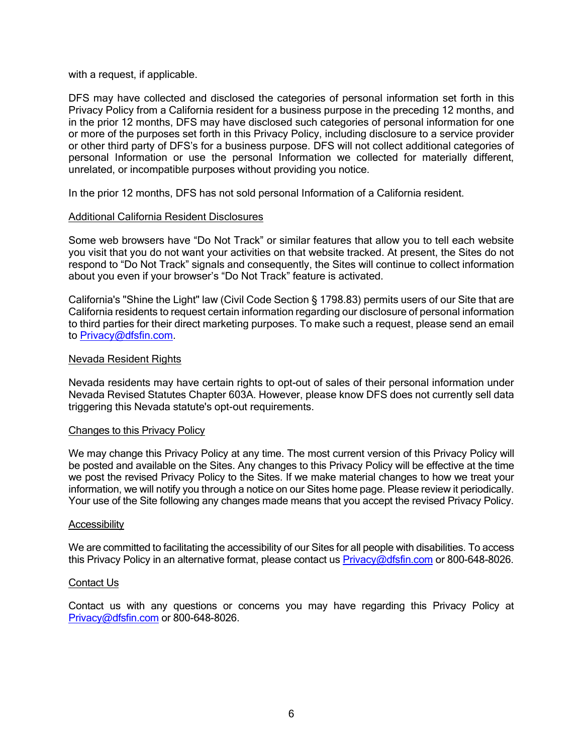with a request, if applicable.

DFS may have collected and disclosed the categories of personal information set forth in this Privacy Policy from a California resident for a business purpose in the preceding 12 months, and in the prior 12 months, DFS may have disclosed such categories of personal information for one or more of the purposes set forth in this Privacy Policy, including disclosure to a service provider or other third party of DFS's for a business purpose. DFS will not collect additional categories of personal Information or use the personal Information we collected for materially different, unrelated, or incompatible purposes without providing you notice.

In the prior 12 months, DFS has not sold personal Information of a California resident.

## Additional California Resident Disclosures

Some web browsers have "Do Not Track" or similar features that allow you to tell each website you visit that you do not want your activities on that website tracked. At present, the Sites do not respond to "Do Not Track" signals and consequently, the Sites will continue to collect information about you even if your browser's "Do Not Track" feature is activated.

California's "Shine the Light" law (Civil Code Section § 1798.83) permits users of our Site that are California residents to request certain information regarding our disclosure of personal information to third parties for their direct marketing purposes. To make such a request, please send an email to Privacy@dfsfin.com.

## Nevada Resident Rights

Nevada residents may have certain rights to opt-out of sales of their personal information under Nevada Revised Statutes Chapter 603A. However, please know DFS does not currently sell data triggering this Nevada statute's opt-out requirements.

## Changes to this Privacy Policy

We may change this Privacy Policy at any time. The most current version of this Privacy Policy will be posted and available on the Sites. Any changes to this Privacy Policy will be effective at the time we post the revised Privacy Policy to the Sites. If we make material changes to how we treat your information, we will notify you through a notice on our Sites home page. Please review it periodically. Your use of the Site following any changes made means that you accept the revised Privacy Policy.

## Accessibility

We are committed to facilitating the accessibility of our Sites for all people with disabilities. To access this Privacy Policy in an alternative format, please contact us Privacy@dfsfin.com or 800-648-8026.

## Contact Us

Contact us with any questions or concerns you may have regarding this Privacy Policy at Privacy@dfsfin.com or 800-648-8026.